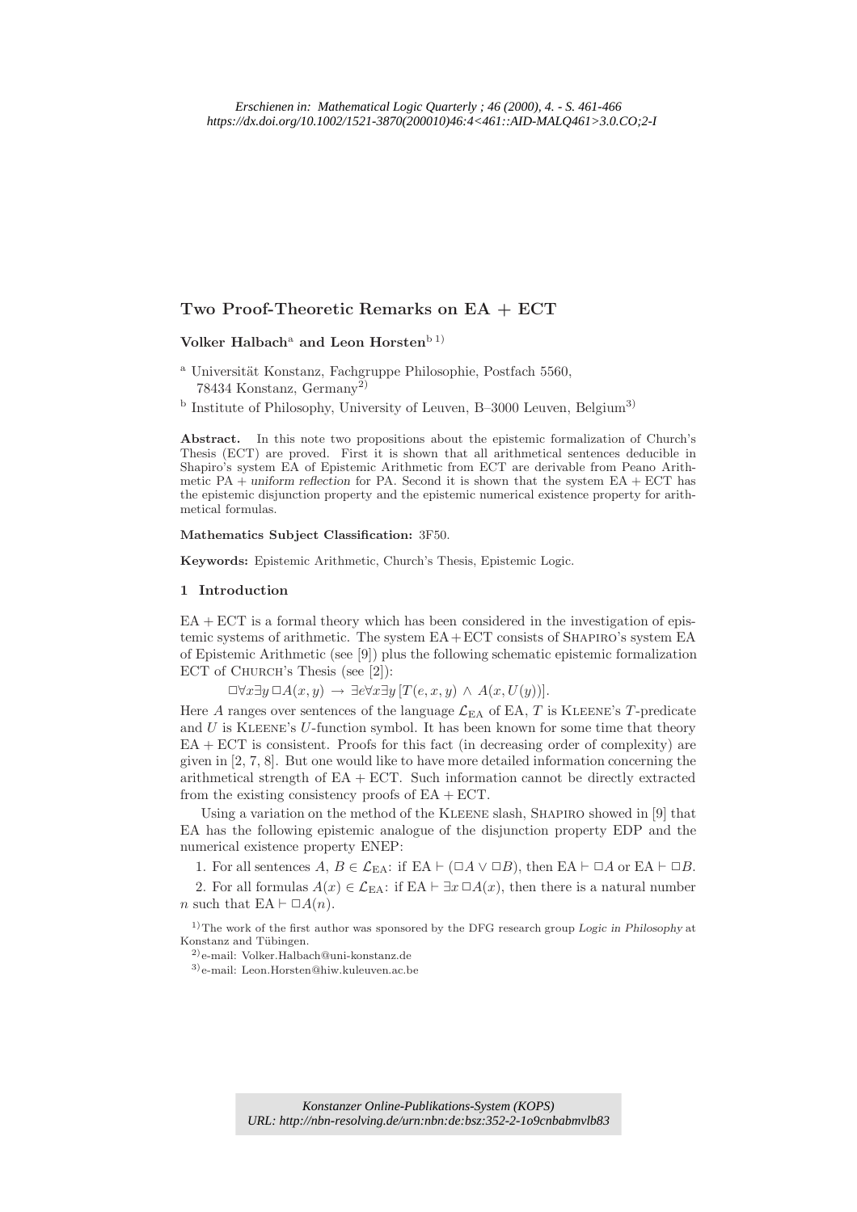*Erschienen in: Mathematical Logic Quarterly ; 46 (2000), 4. - S. 461-466*
*https://dx.doi.org/10.1002/1521-3870(200010)46:4<461::AID-MALQ461>3.0.CO;2-I*

# Two Proof-Theoretic Remarks on EA + ECT

**Volker Halbach**[a] **and Leon Horsten**[b 1)]

[a] Universität Konstanz, Fachgruppe Philosophie, Postfach 5560, 78434 Konstanz, Germany[2)]

[b] Institute of Philosophy, University of Leuven, B–3000 Leuven, Belgium[3)]

**Abstract.** In this note two propositions about the epistemic formalization of Church's Thesis (ECT) are proved. First it is shown that all arithmetical sentences deducible in Shapiro's system EA of Epistemic Arithmetic from ECT are derivable from Peano Arithmetic PA + *uniform reflection* for PA. Second it is shown that the system EA + ECT has the epistemic disjunction property and the epistemic numerical existence property for arithmetical formulas.

**Mathematics Subject Classification:** 3F50.

**Keywords:** Epistemic Arithmetic, Church's Thesis, Epistemic Logic.

## 1 Introduction

EA + ECT is a formal theory which has been considered in the investigation of epistemic systems of arithmetic. The system EA + ECT consists of Shapiro's system EA of Epistemic Arithmetic (see [9]) plus the following schematic epistemic formalization ECT of Church's Thesis (see [2]):

$$\Box\forall x\exists y\,\Box A(x,y) \rightarrow \exists e\forall x\exists y\,[T(e,x,y) \wedge A(x,U(y))].$$

Here $A$ ranges over sentences of the language $\mathcal{L}_{\mathrm{EA}}$ of EA, $T$ is Kleene's $T$-predicate and $U$ is Kleene's $U$-function symbol. It has been known for some time that theory EA + ECT is consistent. Proofs for this fact (in decreasing order of complexity) are given in [2, 7, 8]. But one would like to have more detailed information concerning the arithmetical strength of EA + ECT. Such information cannot be directly extracted from the existing consistency proofs of EA + ECT.

Using a variation on the method of the Kleene slash, Shapiro showed in [9] that EA has the following epistemic analogue of the disjunction property EDP and the numerical existence property ENEP:

1. For all sentences $A, B \in \mathcal{L}_{\mathrm{EA}}$: if $\mathrm{EA} \vdash (\Box A \vee \Box B)$, then $\mathrm{EA} \vdash \Box A$ or $\mathrm{EA} \vdash \Box B$.

2. For all formulas $A(x) \in \mathcal{L}_{\mathrm{EA}}$: if $\mathrm{EA} \vdash \exists x\,\Box A(x)$, then there is a natural number $n$ such that $\mathrm{EA} \vdash \Box A(n)$.

1) The work of the first author was sponsored by the DFG research group *Logic in Philosophy* at Konstanz and Tübingen.

2) e-mail: Volker.Halbach@uni-konstanz.de

3) e-mail: Leon.Horsten@hiw.kuleuven.ac.be

*Konstanzer Online-Publikations-System (KOPS)*
*URL: http://nbn-resolving.de/urn:nbn:de:bsz:352-2-1o9cnbabmvlb83*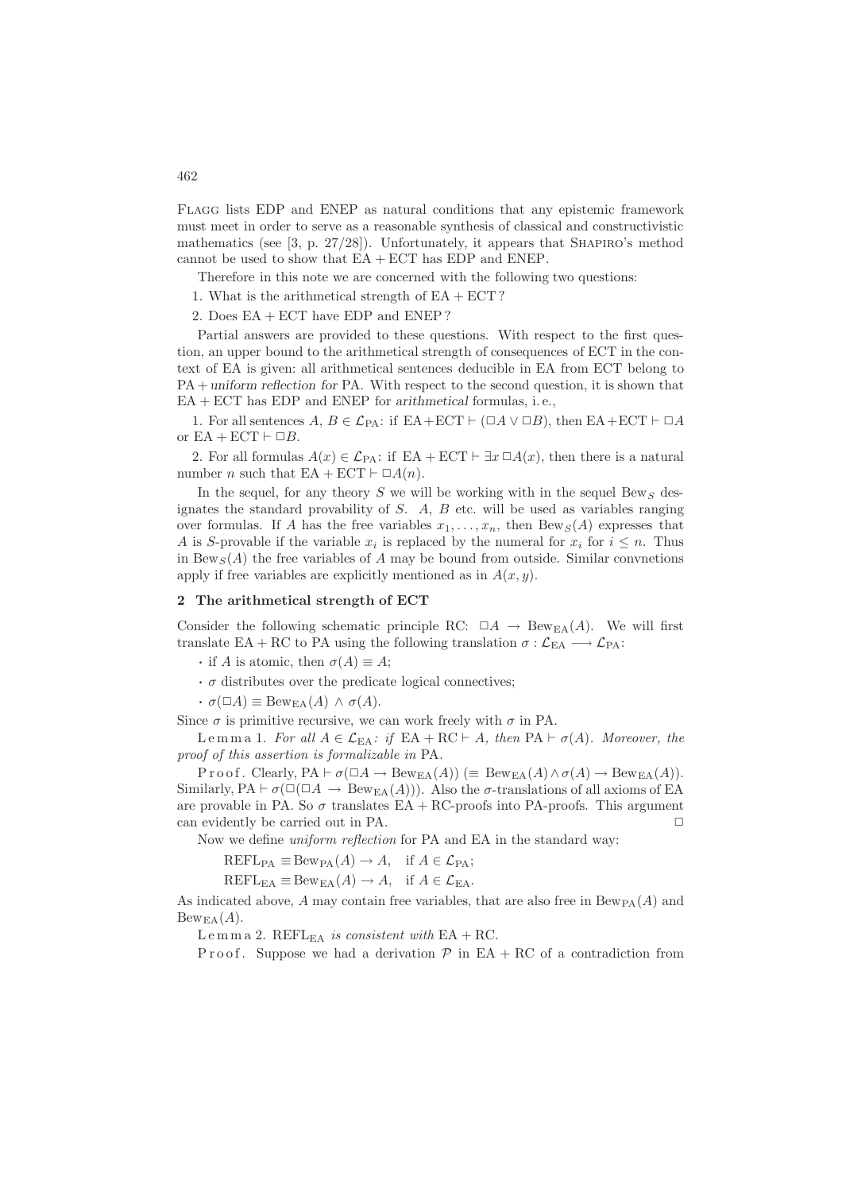Flagg lists EDP and ENEP as natural conditions that any epistemic framework must meet in order to serve as a reasonable synthesis of classical and constructivistic mathematics (see [3, p. 27/28]). Unfortunately, it appears that Shapiro's method cannot be used to show that EA + ECT has EDP and ENEP.

Therefore in this note we are concerned with the following two questions:

1. What is the arithmetical strength of EA + ECT ?

2. Does EA + ECT have EDP and ENEP ?

Partial answers are provided to these questions. With respect to the first question, an upper bound to the arithmetical strength of consequences of ECT in the context of EA is given: all arithmetical sentences deducible in EA from ECT belong to PA + *uniform reflection for* PA. With respect to the second question, it is shown that EA + ECT has EDP and ENEP for *arithmetical* formulas, i. e.,

1. For all sentences $A, B \in \mathcal{L}_{\mathrm{PA}}$: if $\mathrm{EA}+\mathrm{ECT} \vdash (\Box A \vee \Box B)$, then $\mathrm{EA}+\mathrm{ECT} \vdash \Box A$ or $\mathrm{EA} + \mathrm{ECT} \vdash \Box B$.

2. For all formulas $A(x) \in \mathcal{L}_{\mathrm{PA}}$: if $\mathrm{EA} + \mathrm{ECT} \vdash \exists x \Box A(x)$, then there is a natural number $n$ such that $\mathrm{EA} + \mathrm{ECT} \vdash \Box A(n)$.

In the sequel, for any theory $S$ we will be working with in the sequel $\mathrm{Bew}_S$ designates the standard provability of $S$. $A$, $B$ etc. will be used as variables ranging over formulas. If $A$ has the free variables $x_1, \ldots, x_n$, then $\mathrm{Bew}_S(A)$ expresses that $A$ is $S$-provable if the variable $x_i$ is replaced by the numeral for $x_i$ for $i \leq n$. Thus in $\mathrm{Bew}_S(A)$ the free variables of $A$ may be bound from outside. Similar convnetions apply if free variables are explicitly mentioned as in $A(x, y)$.

## 2 The arithmetical strength of ECT

Consider the following schematic principle RC: $\Box A \rightarrow \mathrm{Bew}_{\mathrm{EA}}(A)$. We will first translate EA + RC to PA using the following translation $\sigma : \mathcal{L}_{\mathrm{EA}} \longrightarrow \mathcal{L}_{\mathrm{PA}}$:

- if $A$ is atomic, then $\sigma(A) \equiv A$;
- $\sigma$ distributes over the predicate logical connectives;
- $\sigma(\Box A) \equiv \mathrm{Bew}_{\mathrm{EA}}(A) \wedge \sigma(A)$.

Since $\sigma$ is primitive recursive, we can work freely with $\sigma$ in PA.

Lemma 1. *For all $A \in \mathcal{L}_{\mathrm{EA}}$: if $\mathrm{EA} + \mathrm{RC} \vdash A$, then $\mathrm{PA} \vdash \sigma(A)$. Moreover, the proof of this assertion is formalizable in* PA.

Proof. Clearly, $\mathrm{PA} \vdash \sigma(\Box A \rightarrow \mathrm{Bew}_{\mathrm{EA}}(A))$ ($\equiv \mathrm{Bew}_{\mathrm{EA}}(A) \wedge \sigma(A) \rightarrow \mathrm{Bew}_{\mathrm{EA}}(A)$). Similarly, $\mathrm{PA} \vdash \sigma(\Box(\Box A \rightarrow \mathrm{Bew}_{\mathrm{EA}}(A)))$. Also the $\sigma$-translations of all axioms of EA are provable in PA. So $\sigma$ translates EA + RC-proofs into PA-proofs. This argument can evidently be carried out in PA. $\Box$

Now we define *uniform reflection* for PA and EA in the standard way:

$\mathrm{REFL}_{\mathrm{PA}} \equiv \mathrm{Bew}_{\mathrm{PA}}(A) \rightarrow A, \quad \text{if } A \in \mathcal{L}_{\mathrm{PA}};$

$\mathrm{REFL}_{\mathrm{EA}} \equiv \mathrm{Bew}_{\mathrm{EA}}(A) \rightarrow A, \quad \text{if } A \in \mathcal{L}_{\mathrm{EA}}.$

As indicated above, $A$ may contain free variables, that are also free in $\mathrm{Bew}_{\mathrm{PA}}(A)$ and $\mathrm{Bew}_{\mathrm{EA}}(A)$.

Lemma 2. $\mathrm{REFL}_{\mathrm{EA}}$ *is consistent with* EA + RC.

Proof. Suppose we had a derivation $\mathcal{P}$ in EA + RC of a contradiction from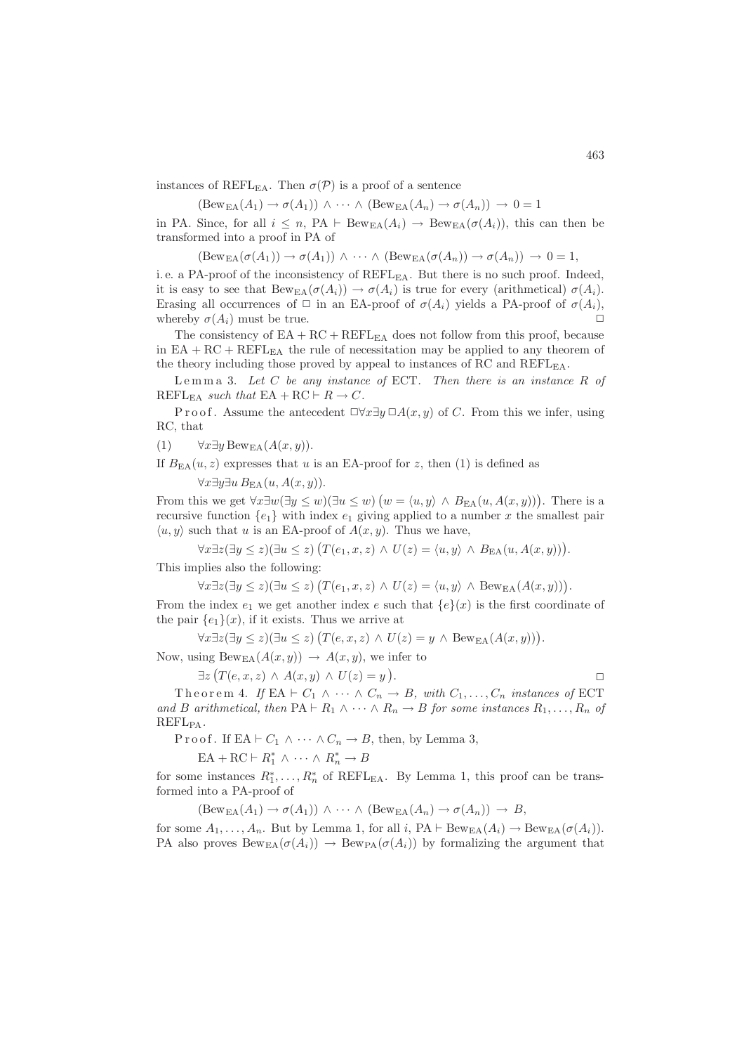instances of $\mathrm{REFL_{EA}}$. Then $\sigma(\mathcal{P})$ is a proof of a sentence

$$(\mathrm{Bew_{EA}}(A_1) \to \sigma(A_1)) \wedge \cdots \wedge (\mathrm{Bew_{EA}}(A_n) \to \sigma(A_n)) \to 0 = 1$$

in PA. Since, for all $i \leq n$, $\mathrm{PA} \vdash \mathrm{Bew_{EA}}(A_i) \to \mathrm{Bew_{EA}}(\sigma(A_i))$, this can then be transformed into a proof in PA of

$$(\mathrm{Bew_{EA}}(\sigma(A_1)) \to \sigma(A_1)) \wedge \cdots \wedge (\mathrm{Bew_{EA}}(\sigma(A_n)) \to \sigma(A_n)) \to 0 = 1,$$

i.e. a PA-proof of the inconsistency of $\mathrm{REFL_{EA}}$. But there is no such proof. Indeed, it is easy to see that $\mathrm{Bew_{EA}}(\sigma(A_i)) \to \sigma(A_i)$ is true for every (arithmetical) $\sigma(A_i)$. Erasing all occurrences of $\Box$ in an EA-proof of $\sigma(A_i)$ yields a PA-proof of $\sigma(A_i)$, whereby $\sigma(A_i)$ must be true. □

The consistency of $\mathrm{EA} + \mathrm{RC} + \mathrm{REFL_{EA}}$ does not follow from this proof, because in $\mathrm{EA} + \mathrm{RC} + \mathrm{REFL_{EA}}$ the rule of necessitation may be applied to any theorem of the theory including those proved by appeal to instances of RC and $\mathrm{REFL_{EA}}$.

Lemma 3. *Let $C$ be any instance of* ECT. *Then there is an instance $R$ of* $\mathrm{REFL_{EA}}$ *such that* $\mathrm{EA} + \mathrm{RC} \vdash R \to C$.

Proof. Assume the antecedent $\Box \forall x \exists y \Box A(x, y)$ of $C$. From this we infer, using RC, that

$$\forall x \exists y \, \mathrm{Bew_{EA}}(A(x, y)). \tag{1}$$

If $B_{\mathrm{EA}}(u, z)$ expresses that $u$ is an EA-proof for $z$, then (1) is defined as

$$\forall x \exists y \exists u \, B_{\mathrm{EA}}(u, A(x, y)).$$

From this we get $\forall x \exists w (\exists y \leq w)(\exists u \leq w)\big(w = \langle u, y\rangle \wedge B_{\mathrm{EA}}(u, A(x, y))\big)$. There is a recursive function $\{e_1\}$ with index $e_1$ giving applied to a number $x$ the smallest pair $\langle u, y\rangle$ such that $u$ is an EA-proof of $A(x, y)$. Thus we have,

$$\forall x \exists z (\exists y \leq z)(\exists u \leq z)\big(T(e_1, x, z) \wedge U(z) = \langle u, y\rangle \wedge B_{\mathrm{EA}}(u, A(x, y))\big).$$

This implies also the following:

$$\forall x \exists z (\exists y \leq z)(\exists u \leq z)\big(T(e_1, x, z) \wedge U(z) = \langle u, y\rangle \wedge \mathrm{Bew_{EA}}(A(x, y))\big).$$

From the index $e_1$ we get another index $e$ such that $\{e\}(x)$ is the first coordinate of the pair $\{e_1\}(x)$, if it exists. Thus we arrive at

$$\forall x \exists z (\exists y \leq z)(\exists u \leq z)\big(T(e, x, z) \wedge U(z) = y \wedge \mathrm{Bew_{EA}}(A(x, y))\big).$$

Now, using $\mathrm{Bew_{EA}}(A(x, y)) \to A(x, y)$, we infer to

$$\exists z \big(T(e, x, z) \wedge A(x, y) \wedge U(z) = y\big). \qquad \Box$$

Theorem 4. *If* $\mathrm{EA} \vdash C_1 \wedge \cdots \wedge C_n \to B$, *with* $C_1, \ldots, C_n$ *instances of* ECT *and $B$ arithmetical, then* $\mathrm{PA} \vdash R_1 \wedge \cdots \wedge R_n \to B$ *for some instances* $R_1, \ldots, R_n$ *of* $\mathrm{REFL_{PA}}$.

Proof. If $\mathrm{EA} \vdash C_1 \wedge \cdots \wedge C_n \to B$, then, by Lemma 3,

$$\mathrm{EA} + \mathrm{RC} \vdash R_1^* \wedge \cdots \wedge R_n^* \to B$$

for some instances $R_1^*, \ldots, R_n^*$ of $\mathrm{REFL_{EA}}$. By Lemma 1, this proof can be transformed into a PA-proof of

$$(\mathrm{Bew_{EA}}(A_1) \to \sigma(A_1)) \wedge \cdots \wedge (\mathrm{Bew_{EA}}(A_n) \to \sigma(A_n)) \to B,$$

for some $A_1, \ldots, A_n$. But by Lemma 1, for all $i$, $\mathrm{PA} \vdash \mathrm{Bew_{EA}}(A_i) \to \mathrm{Bew_{EA}}(\sigma(A_i))$. PA also proves $\mathrm{Bew_{EA}}(\sigma(A_i)) \to \mathrm{Bew_{PA}}(\sigma(A_i))$ by formalizing the argument that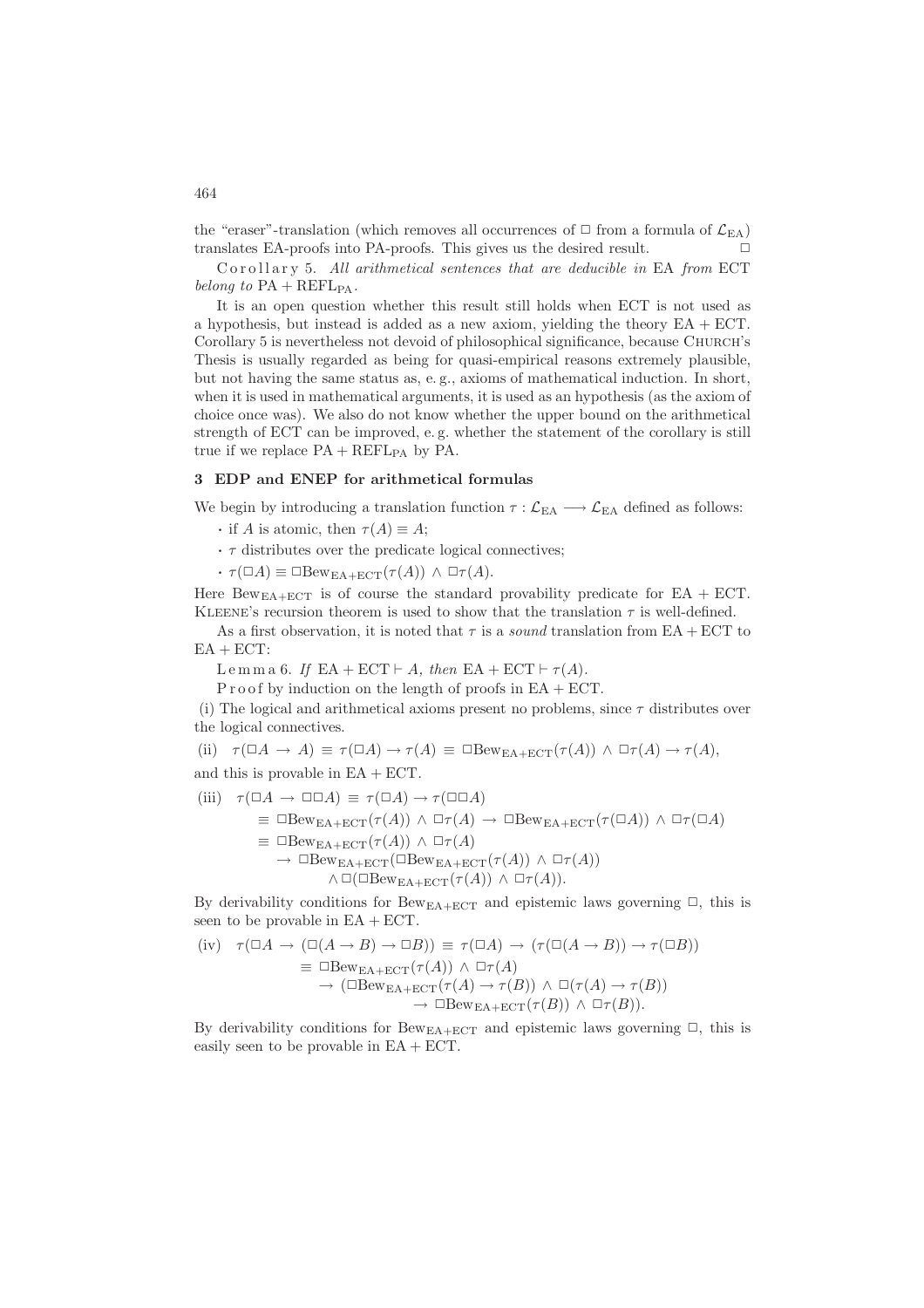the "eraser"-translation (which removes all occurrences of $\Box$ from a formula of $\mathcal{L}_{\mathrm{EA}}$) translates EA-proofs into PA-proofs. This gives us the desired result. $\Box$

Corollary 5. *All arithmetical sentences that are deducible in* EA *from* ECT *belong to* $\mathrm{PA} + \mathrm{REFL}_{\mathrm{PA}}$.

It is an open question whether this result still holds when ECT is not used as a hypothesis, but instead is added as a new axiom, yielding the theory EA + ECT. Corollary 5 is nevertheless not devoid of philosophical significance, because Church's Thesis is usually regarded as being for quasi-empirical reasons extremely plausible, but not having the same status as, e. g., axioms of mathematical induction. In short, when it is used in mathematical arguments, it is used as an hypothesis (as the axiom of choice once was). We also do not know whether the upper bound on the arithmetical strength of ECT can be improved, e. g. whether the statement of the corollary is still true if we replace $\mathrm{PA} + \mathrm{REFL}_{\mathrm{PA}}$ by PA.

### 3 EDP and ENEP for arithmetical formulas

We begin by introducing a translation function $\tau : \mathcal{L}_{\mathrm{EA}} \longrightarrow \mathcal{L}_{\mathrm{EA}}$ defined as follows:

- if $A$ is atomic, then $\tau(A) \equiv A$;
- $\tau$ distributes over the predicate logical connectives;
- $\tau(\Box A) \equiv \Box \mathrm{Bew}_{\mathrm{EA+ECT}}(\tau(A)) \wedge \Box\tau(A)$.

Here $\mathrm{Bew}_{\mathrm{EA+ECT}}$ is of course the standard provability predicate for EA + ECT. Kleene's recursion theorem is used to show that the translation $\tau$ is well-defined.

As a first observation, it is noted that $\tau$ is a *sound* translation from EA + ECT to EA + ECT:

Lemma 6. *If* $\mathrm{EA} + \mathrm{ECT} \vdash A$*, then* $\mathrm{EA} + \mathrm{ECT} \vdash \tau(A)$.

Proof by induction on the length of proofs in EA + ECT.

(i) The logical and arithmetical axioms present no problems, since $\tau$ distributes over the logical connectives.

(ii) $\tau(\Box A \rightarrow A) \equiv \tau(\Box A) \rightarrow \tau(A) \equiv \Box \mathrm{Bew}_{\mathrm{EA+ECT}}(\tau(A)) \wedge \Box\tau(A) \rightarrow \tau(A)$,

and this is provable in EA + ECT.

(iii)
$$
\begin{aligned}
\tau(\Box A \rightarrow \Box\Box A) &\equiv \tau(\Box A) \rightarrow \tau(\Box\Box A) \\
&\equiv \Box \mathrm{Bew}_{\mathrm{EA+ECT}}(\tau(A)) \wedge \Box\tau(A) \rightarrow \Box \mathrm{Bew}_{\mathrm{EA+ECT}}(\tau(\Box A)) \wedge \Box\tau(\Box A) \\
&\equiv \Box \mathrm{Bew}_{\mathrm{EA+ECT}}(\tau(A)) \wedge \Box\tau(A) \\
&\qquad \rightarrow \Box \mathrm{Bew}_{\mathrm{EA+ECT}}(\Box \mathrm{Bew}_{\mathrm{EA+ECT}}(\tau(A)) \wedge \Box\tau(A)) \\
&\qquad\qquad \wedge \Box(\Box \mathrm{Bew}_{\mathrm{EA+ECT}}(\tau(A)) \wedge \Box\tau(A)).
\end{aligned}
$$

By derivability conditions for $\mathrm{Bew}_{\mathrm{EA+ECT}}$ and epistemic laws governing $\Box$, this is seen to be provable in EA + ECT.

(iv)
$$
\begin{aligned}
\tau(\Box A \rightarrow (\Box(A \rightarrow B) \rightarrow \Box B)) &\equiv \tau(\Box A) \rightarrow (\tau(\Box(A \rightarrow B)) \rightarrow \tau(\Box B)) \\
&\equiv \Box \mathrm{Bew}_{\mathrm{EA+ECT}}(\tau(A)) \wedge \Box\tau(A) \\
&\qquad \rightarrow (\Box \mathrm{Bew}_{\mathrm{EA+ECT}}(\tau(A) \rightarrow \tau(B)) \wedge \Box(\tau(A) \rightarrow \tau(B)) \\
&\qquad\qquad \rightarrow \Box \mathrm{Bew}_{\mathrm{EA+ECT}}(\tau(B)) \wedge \Box\tau(B)).
\end{aligned}
$$

By derivability conditions for $\mathrm{Bew}_{\mathrm{EA+ECT}}$ and epistemic laws governing $\Box$, this is easily seen to be provable in EA + ECT.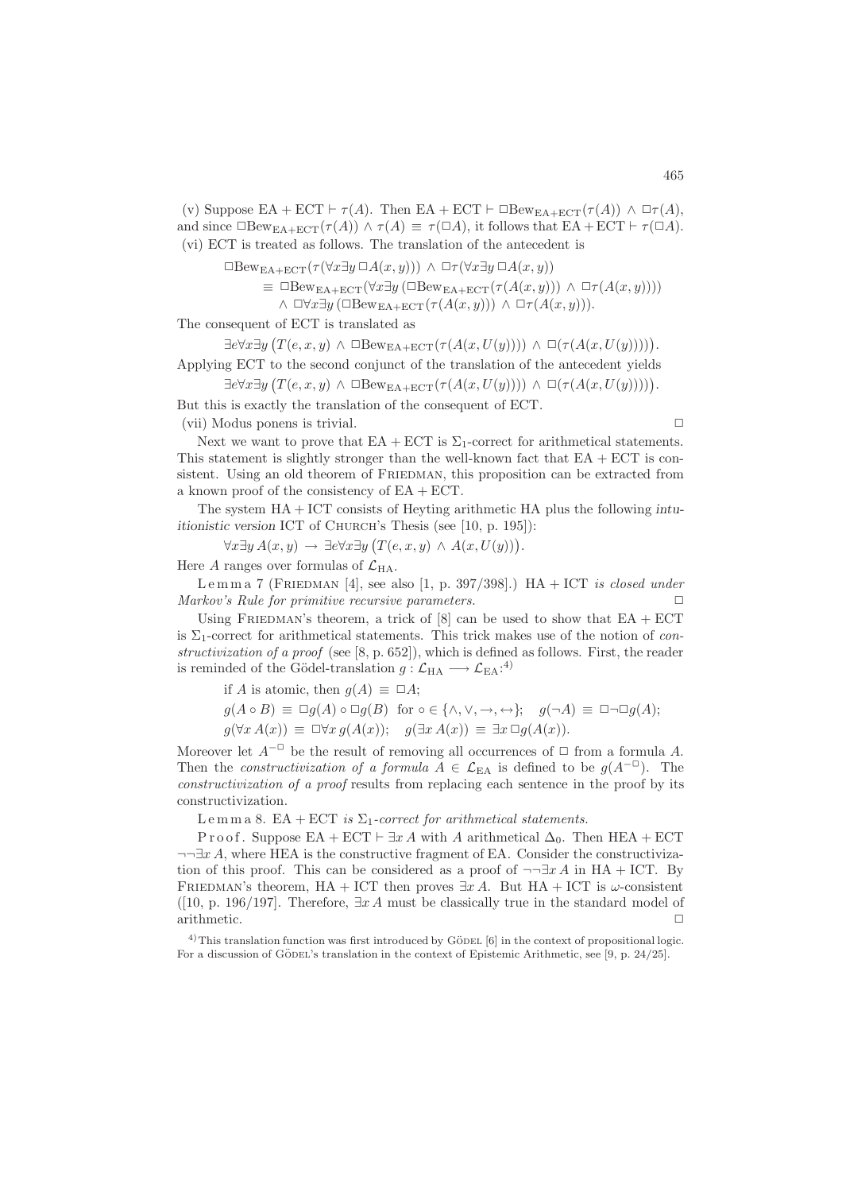(v) Suppose $\mathrm{EA} + \mathrm{ECT} \vdash \tau(A)$. Then $\mathrm{EA} + \mathrm{ECT} \vdash \Box \mathrm{Bew}_{\mathrm{EA+ECT}}(\tau(A)) \wedge \Box\tau(A)$, and since $\Box \mathrm{Bew}_{\mathrm{EA+ECT}}(\tau(A)) \wedge \tau(A) \equiv \tau(\Box A)$, it follows that $\mathrm{EA} + \mathrm{ECT} \vdash \tau(\Box A)$.
(vi) ECT is treated as follows. The translation of the antecedent is

$$\begin{aligned}
&\Box \mathrm{Bew}_{\mathrm{EA+ECT}}(\tau(\forall x \exists y\, \Box A(x,y))) \wedge \Box\tau(\forall x \exists y\, \Box A(x,y)) \\
&\quad \equiv \Box \mathrm{Bew}_{\mathrm{EA+ECT}}(\forall x \exists y\, (\Box \mathrm{Bew}_{\mathrm{EA+ECT}}(\tau(A(x,y))) \wedge \Box\tau(A(x,y)))) \\
&\quad\quad \wedge \Box \forall x \exists y\, (\Box \mathrm{Bew}_{\mathrm{EA+ECT}}(\tau(A(x,y))) \wedge \Box\tau(A(x,y))).
\end{aligned}$$

The consequent of ECT is translated as

$$\exists e \forall x \exists y\, \big(T(e,x,y) \wedge \Box \mathrm{Bew}_{\mathrm{EA+ECT}}(\tau(A(x,U(y)))) \wedge \Box(\tau(A(x,U(y))))\big).$$

Applying ECT to the second conjunct of the translation of the antecedent yields

$$\exists e \forall x \exists y\, \big(T(e,x,y) \wedge \Box \mathrm{Bew}_{\mathrm{EA+ECT}}(\tau(A(x,U(y)))) \wedge \Box(\tau(A(x,U(y))))\big).$$

But this is exactly the translation of the consequent of ECT.
(vii) Modus ponens is trivial. $\Box$

Next we want to prove that $\mathrm{EA} + \mathrm{ECT}$ is $\Sigma_1$-correct for arithmetical statements. This statement is slightly stronger than the well-known fact that $\mathrm{EA} + \mathrm{ECT}$ is consistent. Using an old theorem of FRIEDMAN, this proposition can be extracted from a known proof of the consistency of $\mathrm{EA} + \mathrm{ECT}$.

The system $\mathrm{HA} + \mathrm{ICT}$ consists of Heyting arithmetic HA plus the following *intuitionistic version* ICT of CHURCH's Thesis (see [10, p. 195]):

$$\forall x \exists y\, A(x,y) \rightarrow \exists e \forall x \exists y\, \big(T(e,x,y) \wedge A(x,U(y))\big).$$

Here $A$ ranges over formulas of $\mathcal{L}_{\mathrm{HA}}$.

Lemma 7 (FRIEDMAN [4], see also [1, p. 397/398].) $\mathrm{HA} + \mathrm{ICT}$ *is closed under Markov's Rule for primitive recursive parameters.* $\Box$

Using FRIEDMAN's theorem, a trick of [8] can be used to show that $\mathrm{EA} + \mathrm{ECT}$ is $\Sigma_1$-correct for arithmetical statements. This trick makes use of the notion of *constructivization of a proof* (see [8, p. 652]), which is defined as follows. First, the reader is reminded of the Gödel-translation $g : \mathcal{L}_{\mathrm{HA}} \longrightarrow \mathcal{L}_{\mathrm{EA}}$:[4)]

if $A$ is atomic, then $g(A) \equiv \Box A$;

$g(A \circ B) \equiv \Box g(A) \circ \Box g(B)$ for $\circ \in \{\wedge, \vee, \rightarrow, \leftrightarrow\}$; $\quad g(\neg A) \equiv \Box\neg\Box g(A)$;

$g(\forall x\, A(x)) \equiv \Box \forall x\, g(A(x))$; $\quad g(\exists x\, A(x)) \equiv \exists x\, \Box g(A(x))$.

Moreover let $A^{-\Box}$ be the result of removing all occurrences of $\Box$ from a formula $A$. Then the *constructivization of a formula* $A \in \mathcal{L}_{\mathrm{EA}}$ is defined to be $g(A^{-\Box})$. The *constructivization of a proof* results from replacing each sentence in the proof by its constructivization.

Lemma 8. $\mathrm{EA} + \mathrm{ECT}$ *is* $\Sigma_1$*-correct for arithmetical statements.*

Proof. Suppose $\mathrm{EA} + \mathrm{ECT} \vdash \exists x\, A$ with $A$ arithmetical $\Delta_0$. Then $\mathrm{HEA} + \mathrm{ECT}$ $\neg\neg\exists x\, A$, where HEA is the constructive fragment of EA. Consider the constructivization of this proof. This can be considered as a proof of $\neg\neg\exists x\, A$ in $\mathrm{HA} + \mathrm{ICT}$. By FRIEDMAN's theorem, $\mathrm{HA} + \mathrm{ICT}$ then proves $\exists x\, A$. But $\mathrm{HA} + \mathrm{ICT}$ is $\omega$-consistent ([10, p. 196/197]. Therefore, $\exists x\, A$ must be classically true in the standard model of arithmetic. $\Box$

[4)] This translation function was first introduced by GÖDEL [6] in the context of propositional logic. For a discussion of GÖDEL's translation in the context of Epistemic Arithmetic, see [9, p. 24/25].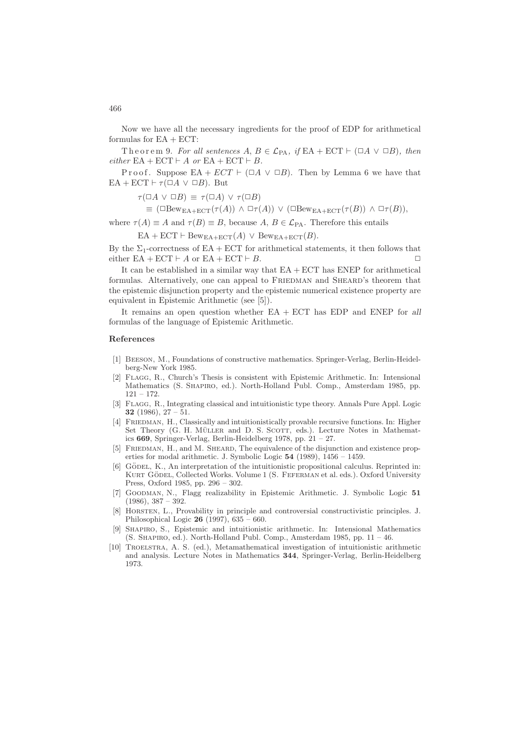Now we have all the necessary ingredients for the proof of EDP for arithmetical formulas for $\mathrm{EA} + \mathrm{ECT}$:

Theorem 9. *For all sentences $A, B \in \mathcal{L}_{\mathrm{PA}}$, if $\mathrm{EA} + \mathrm{ECT} \vdash (\Box A \vee \Box B)$, then either $\mathrm{EA} + \mathrm{ECT} \vdash A$ or $\mathrm{EA} + \mathrm{ECT} \vdash B$.*

Proof. Suppose $\mathrm{EA} + ECT \vdash (\Box A \vee \Box B)$. Then by Lemma 6 we have that $\mathrm{EA} + \mathrm{ECT} \vdash \tau(\Box A \vee \Box B)$. But

$$\tau(\Box A \vee \Box B) \equiv \tau(\Box A) \vee \tau(\Box B)$$
$$\equiv (\Box \mathrm{Bew}_{\mathrm{EA+ECT}}(\tau(A)) \wedge \Box\tau(A)) \vee (\Box \mathrm{Bew}_{\mathrm{EA+ECT}}(\tau(B)) \wedge \Box\tau(B)),$$

where $\tau(A) \equiv A$ and $\tau(B) \equiv B$, because $A, B \in \mathcal{L}_{\mathrm{PA}}$. Therefore this entails

$$\mathrm{EA} + \mathrm{ECT} \vdash \mathrm{Bew}_{\mathrm{EA+ECT}}(A) \vee \mathrm{Bew}_{\mathrm{EA+ECT}}(B).$$

By the $\Sigma_1$-correctness of $\mathrm{EA} + \mathrm{ECT}$ for arithmetical statements, it then follows that either $\mathrm{EA} + \mathrm{ECT} \vdash A$ or $\mathrm{EA} + \mathrm{ECT} \vdash B$. □

It can be established in a similar way that $\mathrm{EA} + \mathrm{ECT}$ has ENEP for arithmetical formulas. Alternatively, one can appeal to Friedman and Sheard's theorem that the epistemic disjunction property and the epistemic numerical existence property are equivalent in Epistemic Arithmetic (see [5]).

It remains an open question whether $\mathrm{EA} + \mathrm{ECT}$ has EDP and ENEP for *all* formulas of the language of Epistemic Arithmetic.

## References

[1] Beeson, M., Foundations of constructive mathematics. Springer-Verlag, Berlin-Heidelberg-New York 1985.

[2] Flagg, R., Church's Thesis is consistent with Epistemic Arithmetic. In: Intensional Mathematics (S. Shapiro, ed.). North-Holland Publ. Comp., Amsterdam 1985, pp. 121 – 172.

[3] Flagg, R., Integrating classical and intuitionistic type theory. Annals Pure Appl. Logic **32** (1986), 27 – 51.

[4] Friedman, H., Classically and intuitionistically provable recursive functions. In: Higher Set Theory (G. H. Müller and D. S. Scott, eds.). Lecture Notes in Mathematics **669**, Springer-Verlag, Berlin-Heidelberg 1978, pp. 21 – 27.

[5] Friedman, H., and M. Sheard, The equivalence of the disjunction and existence properties for modal arithmetic. J. Symbolic Logic **54** (1989), 1456 – 1459.

[6] Gödel, K., An interpretation of the intuitionistic propositional calculus. Reprinted in: Kurt Gödel, Collected Works. Volume 1 (S. Feferman et al. eds.). Oxford University Press, Oxford 1985, pp. 296 – 302.

[7] Goodman, N., Flagg realizability in Epistemic Arithmetic. J. Symbolic Logic **51** (1986), 387 – 392.

[8] Horsten, L., Provability in principle and controversial constructivistic principles. J. Philosophical Logic **26** (1997), 635 – 660.

[9] Shapiro, S., Epistemic and intuitionistic arithmetic. In: Intensional Mathematics (S. Shapiro, ed.). North-Holland Publ. Comp., Amsterdam 1985, pp. 11 – 46.

[10] Troelstra, A. S. (ed.), Metamathematical investigation of intuitionistic arithmetic and analysis. Lecture Notes in Mathematics **344**, Springer-Verlag, Berlin-Heidelberg 1973.